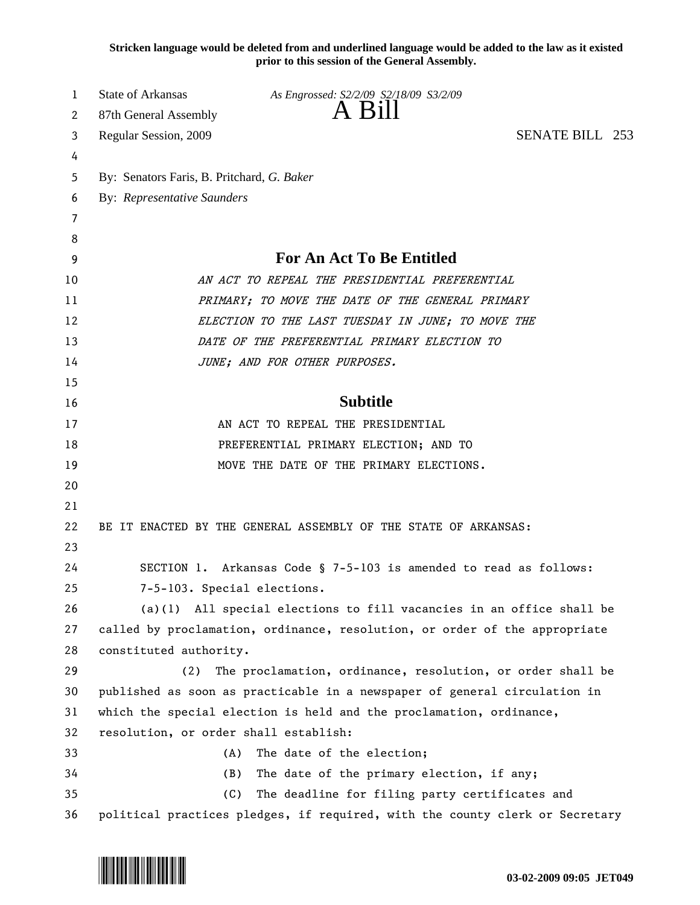**Stricken language would be deleted from and underlined language would be added to the law as it existed prior to this session of the General Assembly.**

State of Arkansas *As Engrossed: S2/2/09 S2/18/09 S3/2/09*
87th General Assembly **A Bill**
Regular Session, 2009 SENATE BILL 253

By: Senators Faris, B. Pritchard, *G. Baker*
By: *Representative Saunders*

## For An Act To Be Entitled

*AN ACT TO REPEAL THE PRESIDENTIAL PREFERENTIAL PRIMARY; TO MOVE THE DATE OF THE GENERAL PRIMARY ELECTION TO THE LAST TUESDAY IN JUNE; TO MOVE THE DATE OF THE PREFERENTIAL PRIMARY ELECTION TO JUNE; AND FOR OTHER PURPOSES.*

## Subtitle

AN ACT TO REPEAL THE PRESIDENTIAL PREFERENTIAL PRIMARY ELECTION; AND TO MOVE THE DATE OF THE PRIMARY ELECTIONS.

BE IT ENACTED BY THE GENERAL ASSEMBLY OF THE STATE OF ARKANSAS:

SECTION 1. Arkansas Code § 7-5-103 is amended to read as follows:

7-5-103. Special elections.

(a)(1) All special elections to fill vacancies in an office shall be called by proclamation, ordinance, resolution, or order of the appropriate constituted authority.

(2) The proclamation, ordinance, resolution, or order shall be published as soon as practicable in a newspaper of general circulation in which the special election is held and the proclamation, ordinance, resolution, or order shall establish:

(A) The date of the election;

(B) The date of the primary election, if any;

(C) The deadline for filing party certificates and political practices pledges, if required, with the county clerk or Secretary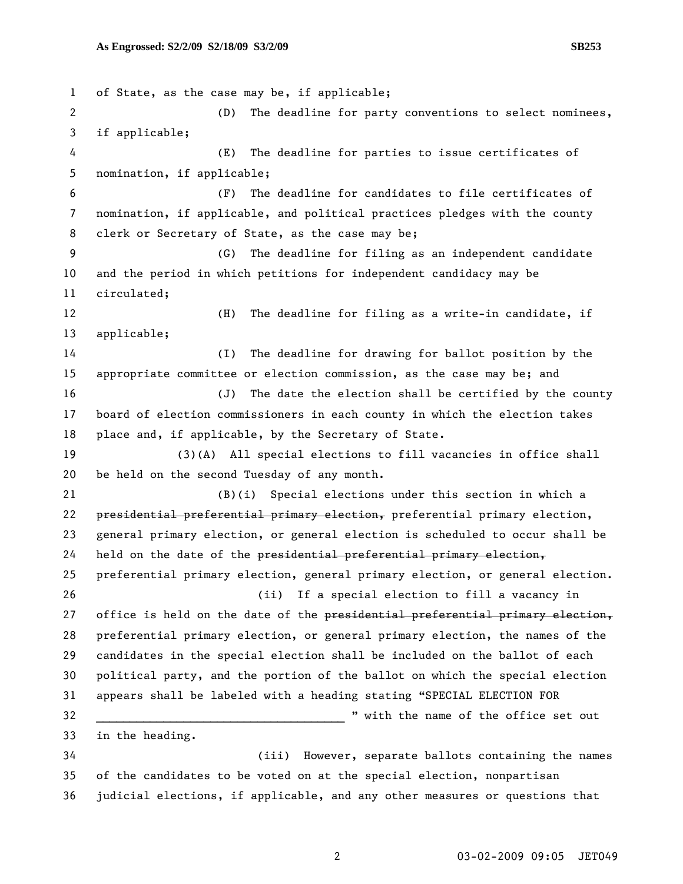of State, as the case may be, if applicable;

(D) The deadline for party conventions to select nominees, if applicable;

(E) The deadline for parties to issue certificates of nomination, if applicable;

(F) The deadline for candidates to file certificates of nomination, if applicable, and political practices pledges with the county clerk or Secretary of State, as the case may be;

(G) The deadline for filing as an independent candidate and the period in which petitions for independent candidacy may be circulated;

(H) The deadline for filing as a write-in candidate, if applicable;

(I) The deadline for drawing for ballot position by the appropriate committee or election commission, as the case may be; and

(J) The date the election shall be certified by the county board of election commissioners in each county in which the election takes place and, if applicable, by the Secretary of State.

(3)(A) All special elections to fill vacancies in office shall be held on the second Tuesday of any month.

(B)(i) Special elections under this section in which a ~~presidential preferential primary election,~~ preferential primary election, general primary election, or general election is scheduled to occur shall be held on the date of the ~~presidential preferential primary election,~~ preferential primary election, general primary election, or general election.

(ii) If a special election to fill a vacancy in office is held on the date of the ~~presidential preferential primary election,~~ preferential primary election, or general primary election, the names of the candidates in the special election shall be included on the ballot of each political party, and the portion of the ballot on which the special election appears shall be labeled with a heading stating "SPECIAL ELECTION FOR ______________________________________ " with the name of the office set out in the heading.

(iii) However, separate ballots containing the names of the candidates to be voted on at the special election, nonpartisan judicial elections, if applicable, and any other measures or questions that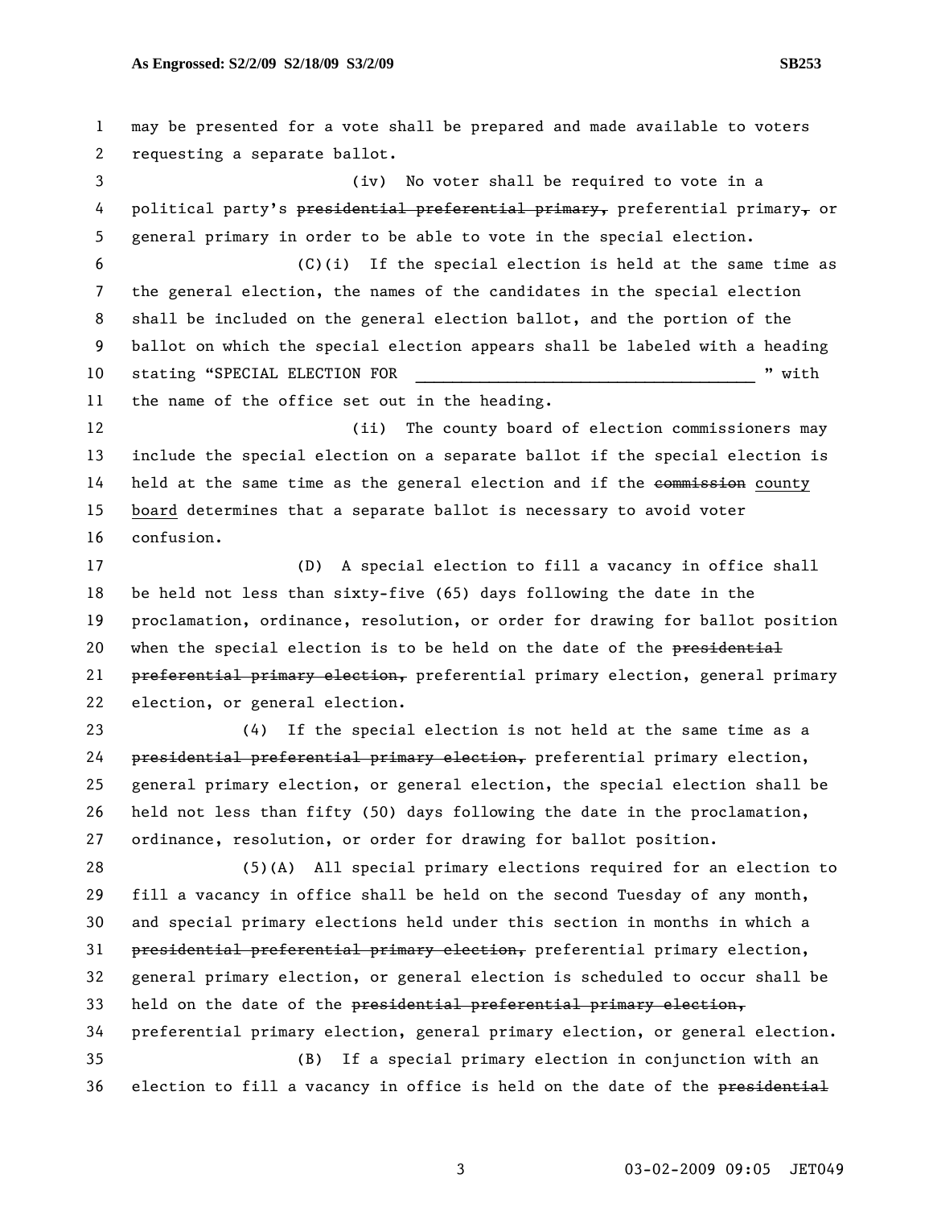may be presented for a vote shall be prepared and made available to voters requesting a separate ballot.

(iv) No voter shall be required to vote in a political party's ~~presidential preferential primary,~~ preferential primary~~,~~ or general primary in order to be able to vote in the special election.

(C)(i) If the special election is held at the same time as the general election, the names of the candidates in the special election shall be included on the general election ballot, and the portion of the ballot on which the special election appears shall be labeled with a heading stating "SPECIAL ELECTION FOR \_\_\_\_\_\_\_\_\_\_\_\_\_\_\_\_\_\_\_\_\_\_\_\_\_\_\_\_\_\_\_\_\_\_\_\_ " with the name of the office set out in the heading.

(ii) The county board of election commissioners may include the special election on a separate ballot if the special election is held at the same time as the general election and if the ~~commission~~ county board determines that a separate ballot is necessary to avoid voter confusion.

(D) A special election to fill a vacancy in office shall be held not less than sixty-five (65) days following the date in the proclamation, ordinance, resolution, or order for drawing for ballot position when the special election is to be held on the date of the ~~presidential preferential primary election,~~ preferential primary election, general primary election, or general election.

(4) If the special election is not held at the same time as a ~~presidential preferential primary election,~~ preferential primary election, general primary election, or general election, the special election shall be held not less than fifty (50) days following the date in the proclamation, ordinance, resolution, or order for drawing for ballot position.

(5)(A) All special primary elections required for an election to fill a vacancy in office shall be held on the second Tuesday of any month, and special primary elections held under this section in months in which a ~~presidential preferential primary election,~~ preferential primary election, general primary election, or general election is scheduled to occur shall be held on the date of the ~~presidential preferential primary election,~~ preferential primary election, general primary election, or general election.

(B) If a special primary election in conjunction with an election to fill a vacancy in office is held on the date of the ~~presidential~~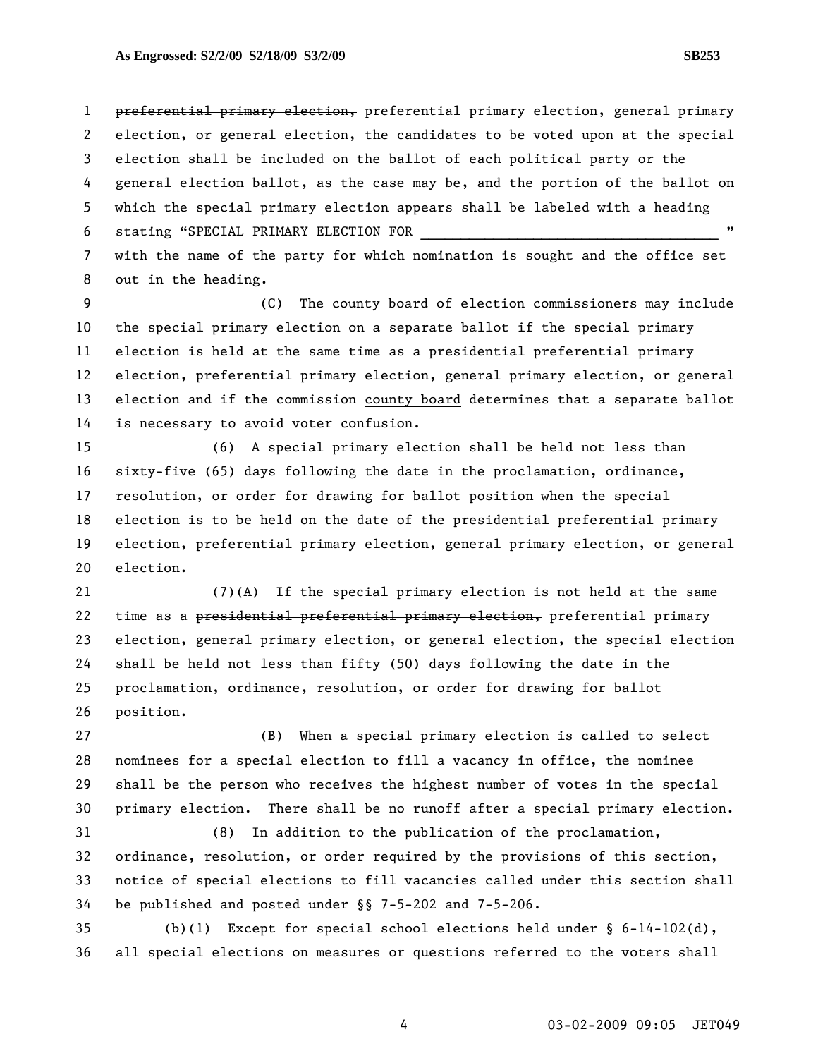~~preferential primary election,~~ preferential primary election, general primary election, or general election, the candidates to be voted upon at the special election shall be included on the ballot of each political party or the general election ballot, as the case may be, and the portion of the ballot on which the special primary election appears shall be labeled with a heading stating "SPECIAL PRIMARY ELECTION FOR ______________________________________ " with the name of the party for which nomination is sought and the office set out in the heading.

(C) The county board of election commissioners may include the special primary election on a separate ballot if the special primary election is held at the same time as a ~~presidential preferential primary election,~~ preferential primary election, general primary election, or general election and if the ~~commission~~ county board determines that a separate ballot is necessary to avoid voter confusion.

(6) A special primary election shall be held not less than sixty-five (65) days following the date in the proclamation, ordinance, resolution, or order for drawing for ballot position when the special election is to be held on the date of the ~~presidential preferential primary election,~~ preferential primary election, general primary election, or general election.

(7)(A) If the special primary election is not held at the same time as a ~~presidential preferential primary election,~~ preferential primary election, general primary election, or general election, the special election shall be held not less than fifty (50) days following the date in the proclamation, ordinance, resolution, or order for drawing for ballot position.

(B) When a special primary election is called to select nominees for a special election to fill a vacancy in office, the nominee shall be the person who receives the highest number of votes in the special primary election. There shall be no runoff after a special primary election.

(8) In addition to the publication of the proclamation, ordinance, resolution, or order required by the provisions of this section, notice of special elections to fill vacancies called under this section shall be published and posted under §§ 7-5-202 and 7-5-206.

(b)(1) Except for special school elections held under § 6-14-102(d), all special elections on measures or questions referred to the voters shall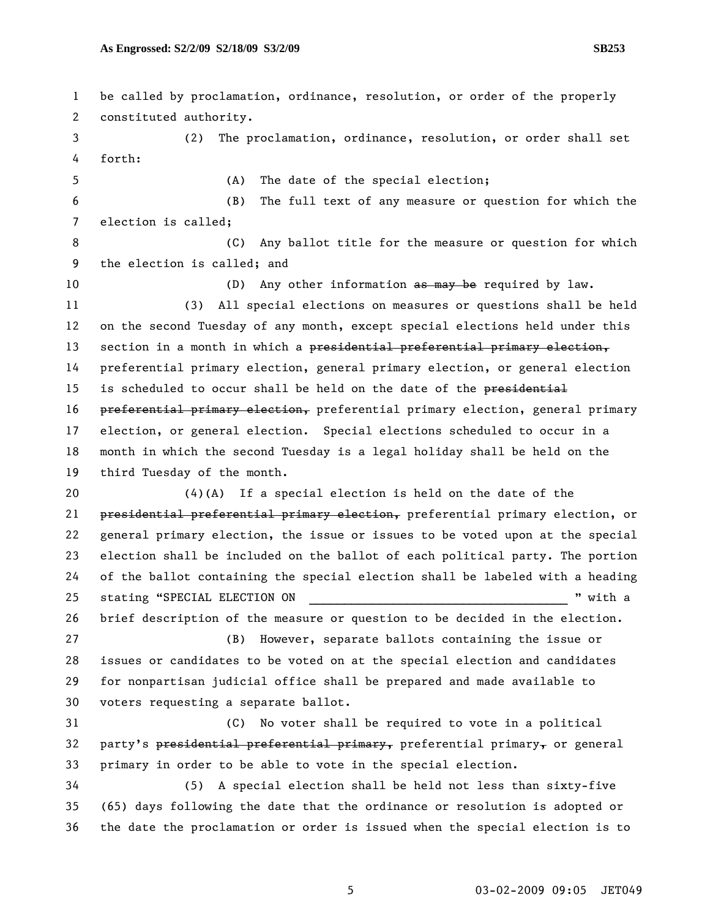be called by proclamation, ordinance, resolution, or order of the properly constituted authority.

(2) The proclamation, ordinance, resolution, or order shall set forth:

(A) The date of the special election;

(B) The full text of any measure or question for which the election is called;

(C) Any ballot title for the measure or question for which the election is called; and

(D) Any other information ~~as may be~~ required by law.

(3) All special elections on measures or questions shall be held on the second Tuesday of any month, except special elections held under this section in a month in which a ~~presidential preferential primary election,~~ preferential primary election, general primary election, or general election is scheduled to occur shall be held on the date of the ~~presidential preferential primary election,~~ preferential primary election, general primary election, or general election. Special elections scheduled to occur in a month in which the second Tuesday is a legal holiday shall be held on the third Tuesday of the month.

(4)(A) If a special election is held on the date of the ~~presidential preferential primary election,~~ preferential primary election, or general primary election, the issue or issues to be voted upon at the special election shall be included on the ballot of each political party. The portion of the ballot containing the special election shall be labeled with a heading stating "SPECIAL ELECTION ON ____________________________________ " with a brief description of the measure or question to be decided in the election.

(B) However, separate ballots containing the issue or issues or candidates to be voted on at the special election and candidates for nonpartisan judicial office shall be prepared and made available to voters requesting a separate ballot.

(C) No voter shall be required to vote in a political party's ~~presidential preferential primary,~~ preferential primary~~,~~ or general primary in order to be able to vote in the special election.

(5) A special election shall be held not less than sixty-five (65) days following the date that the ordinance or resolution is adopted or the date the proclamation or order is issued when the special election is to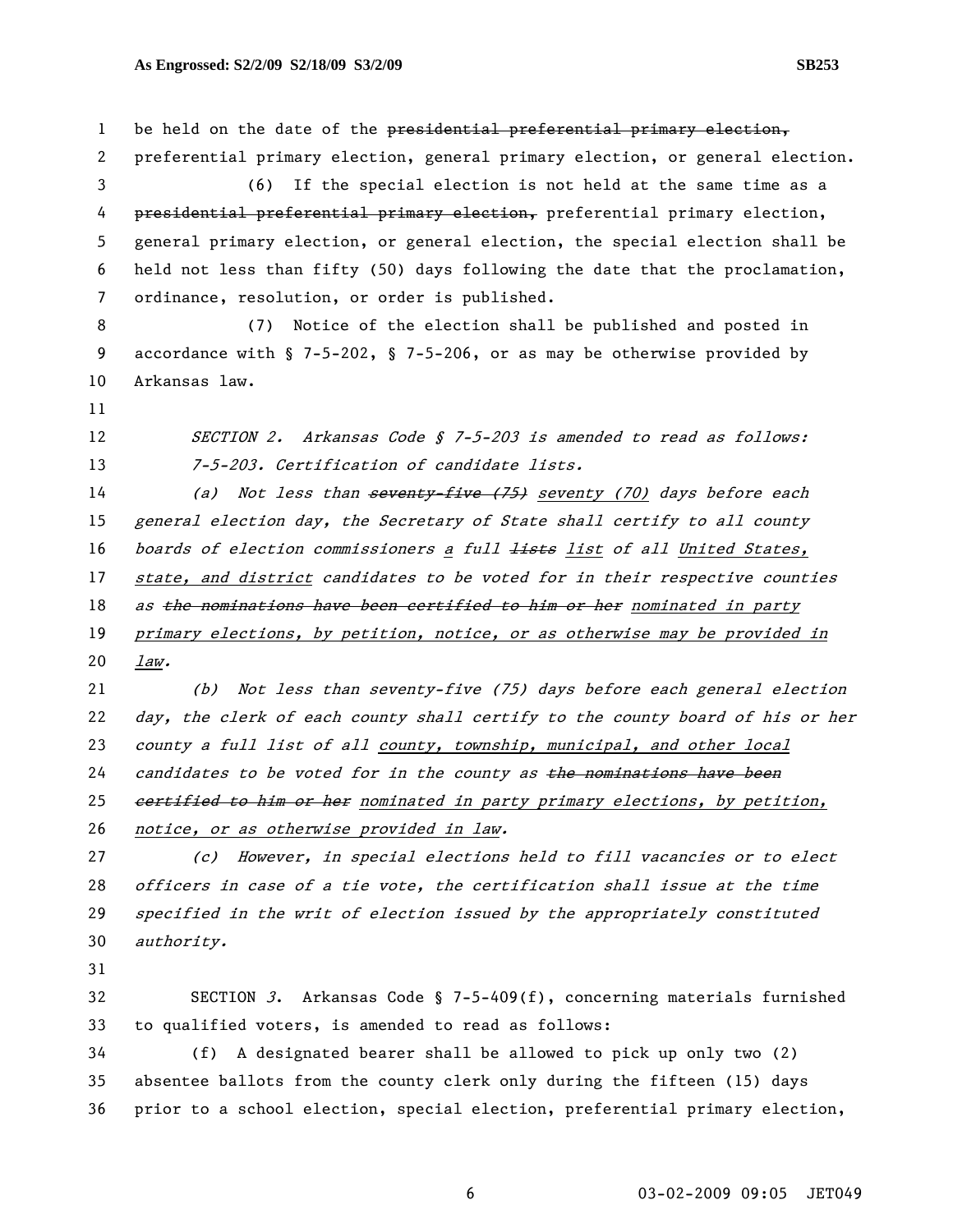be held on the date of the ~~presidential preferential primary election,~~ preferential primary election, general primary election, or general election.

(6) If the special election is not held at the same time as a ~~presidential preferential primary election,~~ preferential primary election, general primary election, or general election, the special election shall be held not less than fifty (50) days following the date that the proclamation, ordinance, resolution, or order is published.

(7) Notice of the election shall be published and posted in accordance with § 7-5-202, § 7-5-206, or as may be otherwise provided by Arkansas law.

*SECTION 2. Arkansas Code § 7-5-203 is amended to read as follows:*

*7-5-203. Certification of candidate lists.*

*(a) Not less than ~~seventy-five (75)~~ seventy (70) days before each general election day, the Secretary of State shall certify to all county boards of election commissioners a full ~~lists~~ list of all United States, state, and district candidates to be voted for in their respective counties as ~~the nominations have been certified to him or her~~ nominated in party primary elections, by petition, notice, or as otherwise may be provided in law.*

*(b) Not less than seventy-five (75) days before each general election day, the clerk of each county shall certify to the county board of his or her county a full list of all county, township, municipal, and other local candidates to be voted for in the county as ~~the nominations have been certified to him or her~~ nominated in party primary elections, by petition, notice, or as otherwise provided in law.*

*(c) However, in special elections held to fill vacancies or to elect officers in case of a tie vote, the certification shall issue at the time specified in the writ of election issued by the appropriately constituted authority.*

SECTION *3*. Arkansas Code § 7-5-409(f), concerning materials furnished to qualified voters, is amended to read as follows:

(f) A designated bearer shall be allowed to pick up only two (2) absentee ballots from the county clerk only during the fifteen (15) days prior to a school election, special election, preferential primary election,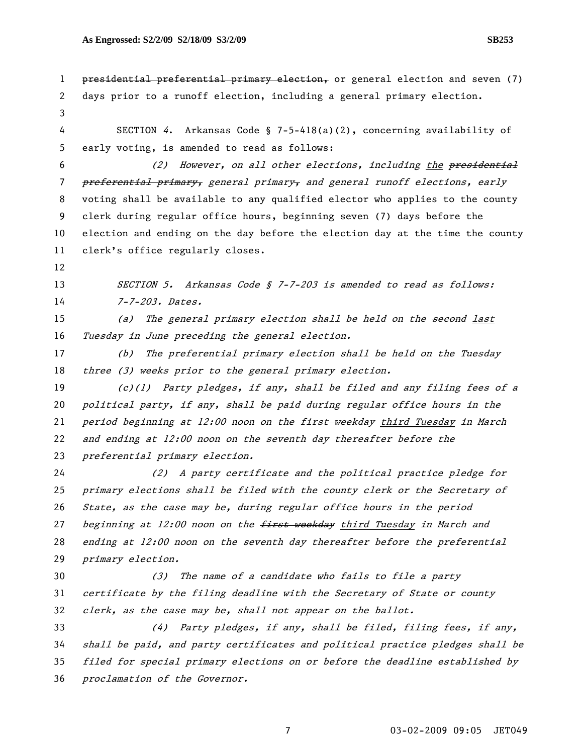~~presidential preferential primary election,~~ or general election and seven (7) days prior to a runoff election, including a general primary election.

SECTION *4*. Arkansas Code § 7-5-418(a)(2), concerning availability of early voting, is amended to read as follows:

*(2) However, on all other elections, including <u>the</u> ~~presidential preferential primary,~~ general primary~~,~~ and general runoff elections, early* voting shall be available to any qualified elector who applies to the county clerk during regular office hours, beginning seven (7) days before the election and ending on the day before the election day at the time the county clerk's office regularly closes.

*SECTION 5. Arkansas Code § 7-7-203 is amended to read as follows:*

*7-7-203. Dates.*

*(a) The general primary election shall be held on the ~~second~~ <u>last</u> Tuesday in June preceding the general election.*

*(b) The preferential primary election shall be held on the Tuesday three (3) weeks prior to the general primary election.*

*(c)(1) Party pledges, if any, shall be filed and any filing fees of a political party, if any, shall be paid during regular office hours in the period beginning at 12:00 noon on the ~~first weekday~~ <u>third Tuesday</u> in March and ending at 12:00 noon on the seventh day thereafter before the preferential primary election.*

*(2) A party certificate and the political practice pledge for primary elections shall be filed with the county clerk or the Secretary of State, as the case may be, during regular office hours in the period beginning at 12:00 noon on the ~~first weekday~~ <u>third Tuesday</u> in March and ending at 12:00 noon on the seventh day thereafter before the preferential primary election.*

*(3) The name of a candidate who fails to file a party certificate by the filing deadline with the Secretary of State or county clerk, as the case may be, shall not appear on the ballot.*

*(4) Party pledges, if any, shall be filed, filing fees, if any, shall be paid, and party certificates and political practice pledges shall be filed for special primary elections on or before the deadline established by proclamation of the Governor.*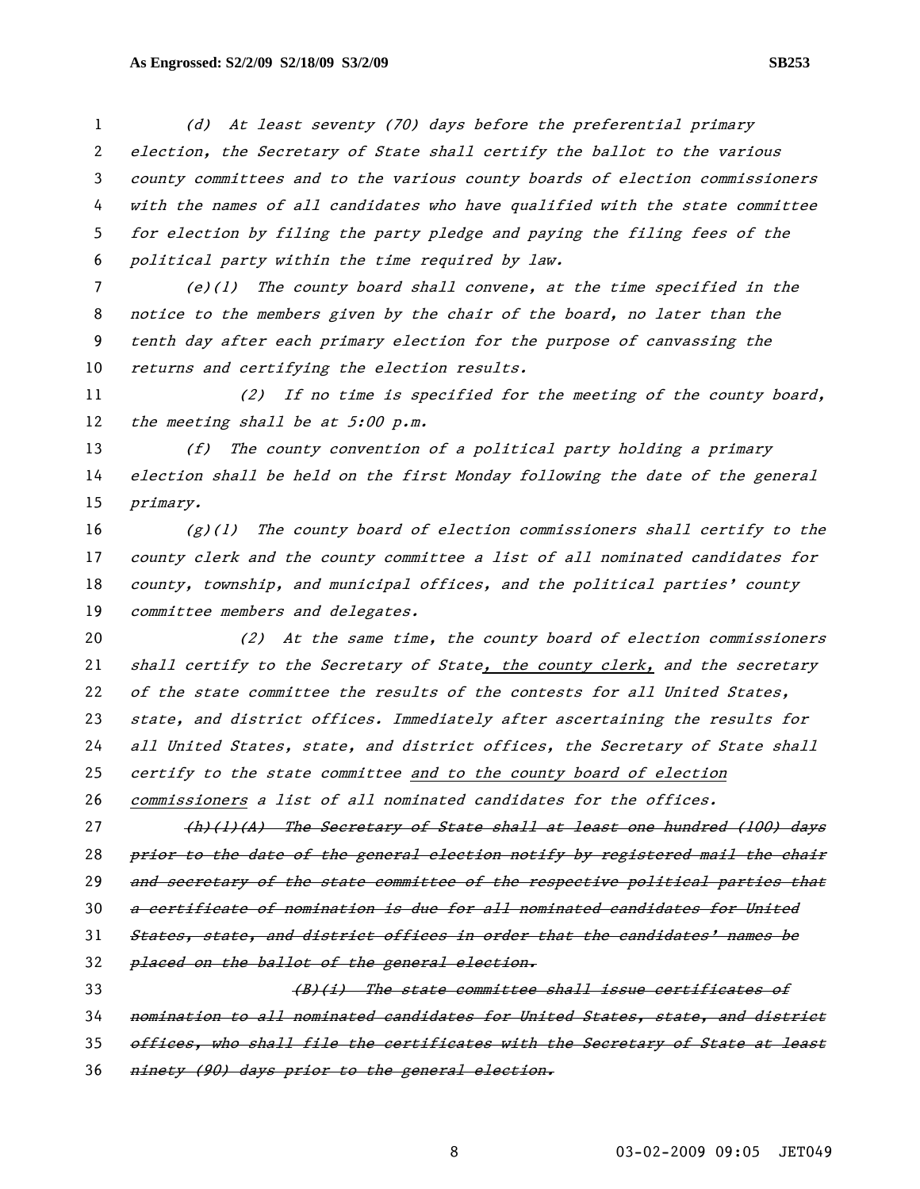*(d) At least seventy (70) days before the preferential primary election, the Secretary of State shall certify the ballot to the various county committees and to the various county boards of election commissioners with the names of all candidates who have qualified with the state committee for election by filing the party pledge and paying the filing fees of the political party within the time required by law.*

*(e)(1) The county board shall convene, at the time specified in the notice to the members given by the chair of the board, no later than the tenth day after each primary election for the purpose of canvassing the returns and certifying the election results.*

*(2) If no time is specified for the meeting of the county board, the meeting shall be at 5:00 p.m.*

*(f) The county convention of a political party holding a primary election shall be held on the first Monday following the date of the general primary.*

*(g)(1) The county board of election commissioners shall certify to the county clerk and the county committee a list of all nominated candidates for county, township, and municipal offices, and the political parties' county committee members and delegates.*

*(2) At the same time, the county board of election commissioners shall certify to the Secretary of State<u>, the county clerk,</u> and the secretary of the state committee the results of the contests for all United States, state, and district offices. Immediately after ascertaining the results for all United States, state, and district offices, the Secretary of State shall certify to the state committee <u>and to the county board of election commissioners</u> a list of all nominated candidates for the offices.*

~~*(h)(1)(A) The Secretary of State shall at least one hundred (100) days prior to the date of the general election notify by registered mail the chair and secretary of the state committee of the respective political parties that a certificate of nomination is due for all nominated candidates for United States, state, and district offices in order that the candidates' names be placed on the ballot of the general election.*~~

~~*(B)(i) The state committee shall issue certificates of nomination to all nominated candidates for United States, state, and district offices, who shall file the certificates with the Secretary of State at least ninety (90) days prior to the general election.*~~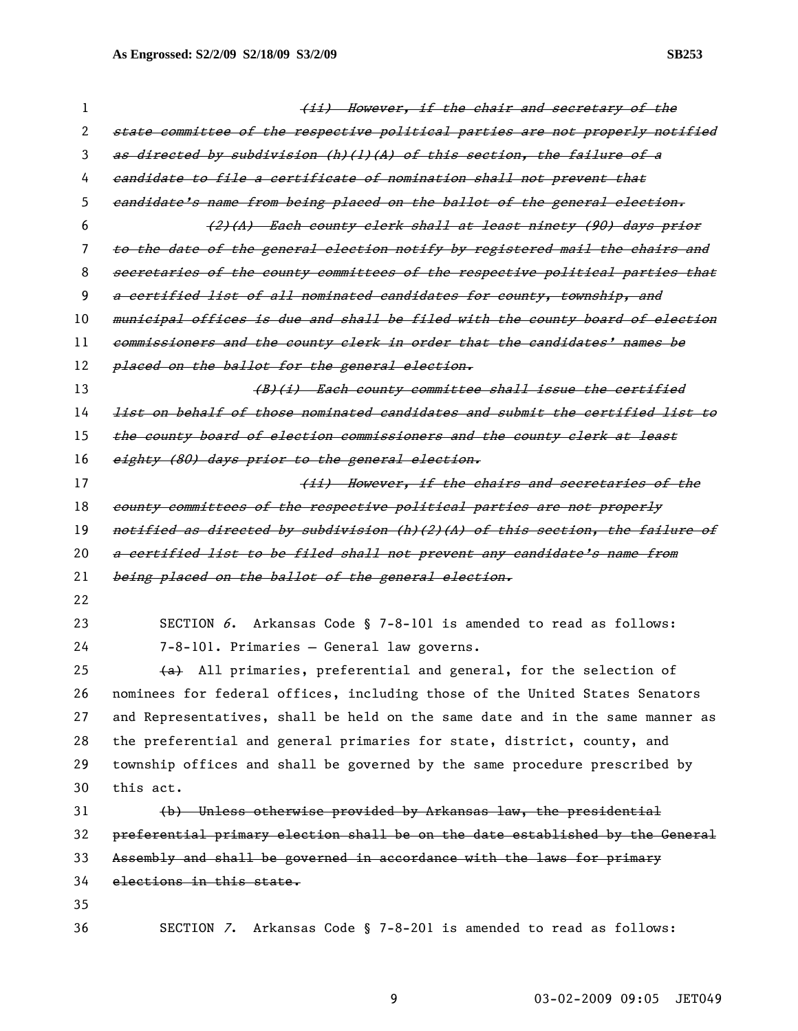~~*(ii) However, if the chair and secretary of the state committee of the respective political parties are not properly notified as directed by subdivision (h)(1)(A) of this section, the failure of a candidate to file a certificate of nomination shall not prevent that candidate's name from being placed on the ballot of the general election.*~~

~~*(2)(A) Each county clerk shall at least ninety (90) days prior to the date of the general election notify by registered mail the chairs and secretaries of the county committees of the respective political parties that a certified list of all nominated candidates for county, township, and municipal offices is due and shall be filed with the county board of election commissioners and the county clerk in order that the candidates' names be placed on the ballot for the general election.*~~

~~*(B)(i) Each county committee shall issue the certified list on behalf of those nominated candidates and submit the certified list to the county board of election commissioners and the county clerk at least eighty (80) days prior to the general election.*~~

~~*(ii) However, if the chairs and secretaries of the county committees of the respective political parties are not properly notified as directed by subdivision (h)(2)(A) of this section, the failure of a certified list to be filed shall not prevent any candidate's name from being placed on the ballot of the general election.*~~

SECTION *6*. Arkansas Code § 7-8-101 is amended to read as follows:

7-8-101. Primaries — General law governs.

~~(a)~~ All primaries, preferential and general, for the selection of nominees for federal offices, including those of the United States Senators and Representatives, shall be held on the same date and in the same manner as the preferential and general primaries for state, district, county, and township offices and shall be governed by the same procedure prescribed by this act.

~~(b) Unless otherwise provided by Arkansas law, the presidential preferential primary election shall be on the date established by the General Assembly and shall be governed in accordance with the laws for primary elections in this state.~~

SECTION *7*. Arkansas Code § 7-8-201 is amended to read as follows: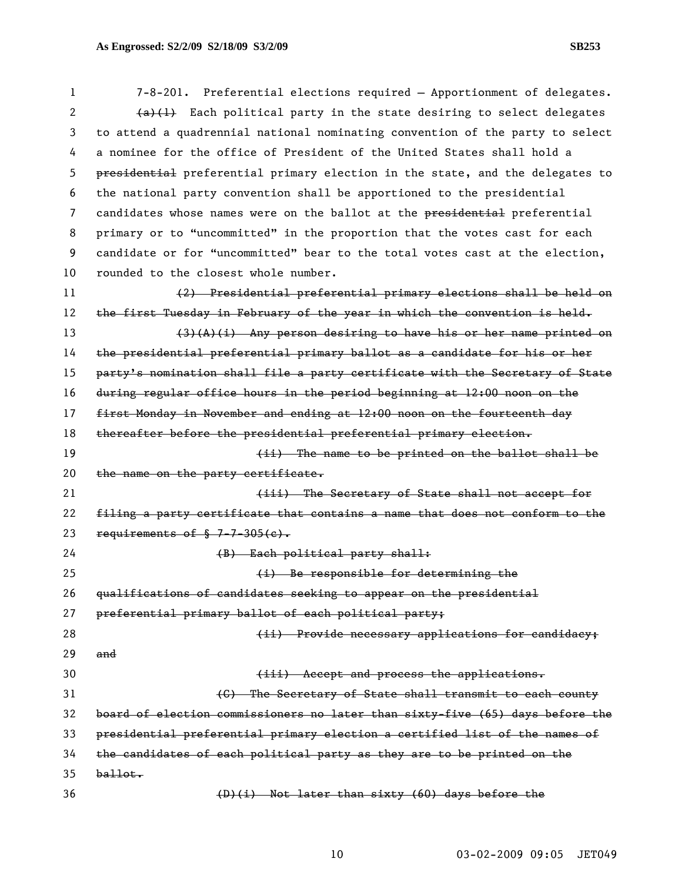7-8-201. Preferential elections required — Apportionment of delegates.

~~(a)(1)~~ Each political party in the state desiring to select delegates to attend a quadrennial national nominating convention of the party to select a nominee for the office of President of the United States shall hold a ~~presidential~~ preferential primary election in the state, and the delegates to the national party convention shall be apportioned to the presidential candidates whose names were on the ballot at the ~~presidential~~ preferential primary or to "uncommitted" in the proportion that the votes cast for each candidate or for "uncommitted" bear to the total votes cast at the election, rounded to the closest whole number.

~~(2) Presidential preferential primary elections shall be held on the first Tuesday in February of the year in which the convention is held.~~

~~(3)(A)(i) Any person desiring to have his or her name printed on the presidential preferential primary ballot as a candidate for his or her party's nomination shall file a party certificate with the Secretary of State during regular office hours in the period beginning at 12:00 noon on the first Monday in November and ending at 12:00 noon on the fourteenth day thereafter before the presidential preferential primary election.~~

~~(ii) The name to be printed on the ballot shall be the name on the party certificate.~~

~~(iii) The Secretary of State shall not accept for filing a party certificate that contains a name that does not conform to the requirements of § 7-7-305(c).~~

~~(B) Each political party shall:~~

~~(i) Be responsible for determining the qualifications of candidates seeking to appear on the presidential preferential primary ballot of each political party;~~

~~(ii) Provide necessary applications for candidacy; and~~

~~(iii) Accept and process the applications.~~

~~(C) The Secretary of State shall transmit to each county board of election commissioners no later than sixty-five (65) days before the presidential preferential primary election a certified list of the names of the candidates of each political party as they are to be printed on the ballot.~~

~~(D)(i) Not later than sixty (60) days before the~~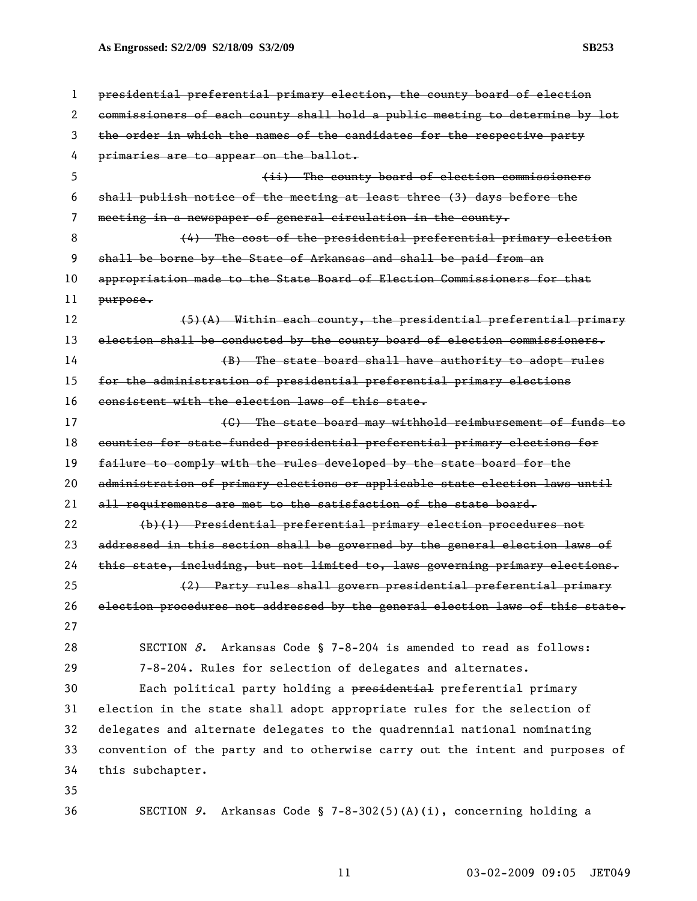~~presidential preferential primary election, the county board of election commissioners of each county shall hold a public meeting to determine by lot the order in which the names of the candidates for the respective party primaries are to appear on the ballot.~~

~~(ii) The county board of election commissioners shall publish notice of the meeting at least three (3) days before the meeting in a newspaper of general circulation in the county.~~

~~(4) The cost of the presidential preferential primary election shall be borne by the State of Arkansas and shall be paid from an appropriation made to the State Board of Election Commissioners for that purpose.~~

~~(5)(A) Within each county, the presidential preferential primary election shall be conducted by the county board of election commissioners.~~

~~(B) The state board shall have authority to adopt rules for the administration of presidential preferential primary elections consistent with the election laws of this state.~~

~~(C) The state board may withhold reimbursement of funds to counties for state-funded presidential preferential primary elections for failure to comply with the rules developed by the state board for the administration of primary elections or applicable state election laws until all requirements are met to the satisfaction of the state board.~~

~~(b)(1) Presidential preferential primary election procedures not addressed in this section shall be governed by the general election laws of this state, including, but not limited to, laws governing primary elections.~~

~~(2) Party rules shall govern presidential preferential primary election procedures not addressed by the general election laws of this state.~~

SECTION *8*. Arkansas Code § 7-8-204 is amended to read as follows:

7-8-204. Rules for selection of delegates and alternates.

Each political party holding a ~~presidential~~ preferential primary election in the state shall adopt appropriate rules for the selection of delegates and alternate delegates to the quadrennial national nominating convention of the party and to otherwise carry out the intent and purposes of this subchapter.

SECTION *9*. Arkansas Code § 7-8-302(5)(A)(i), concerning holding a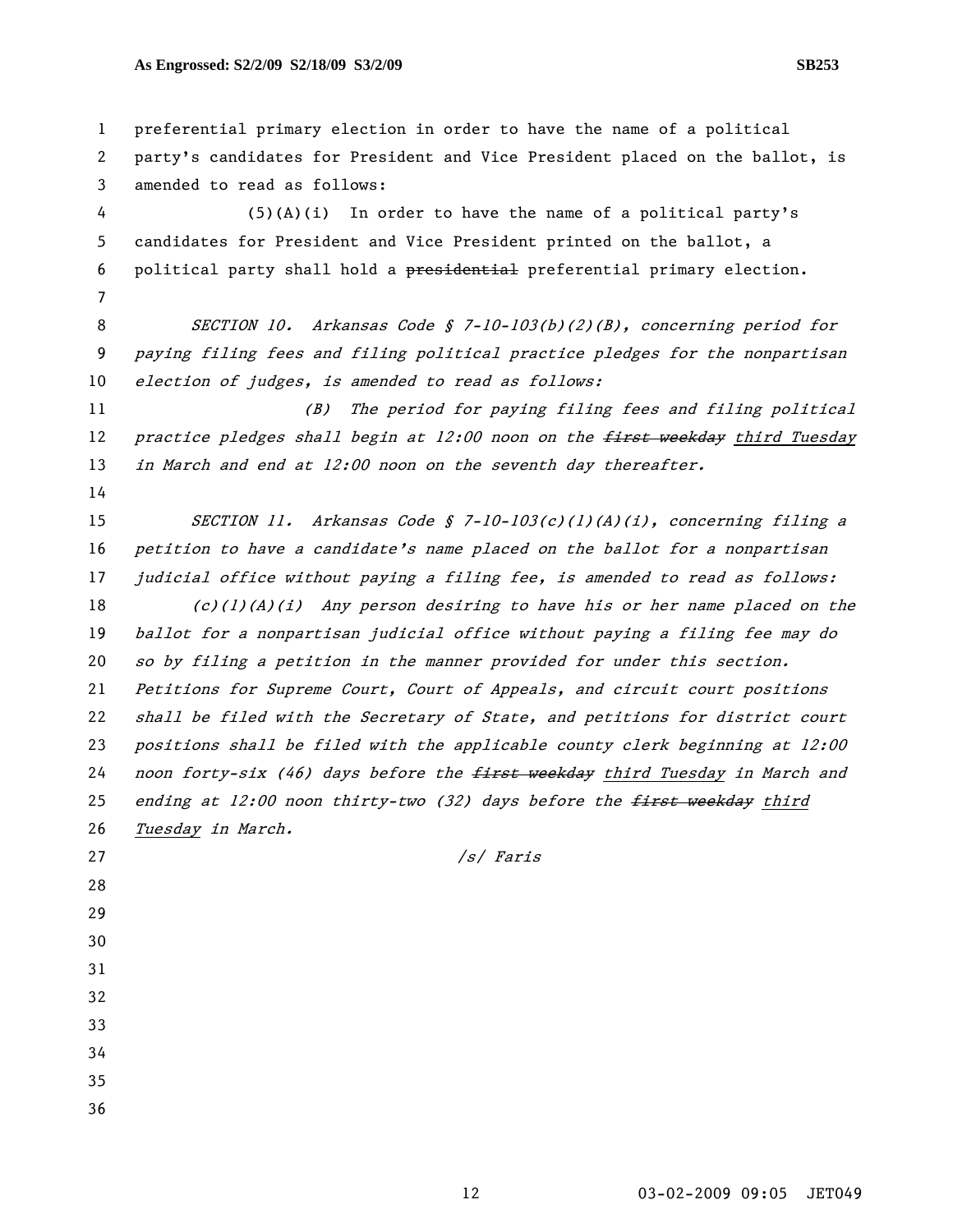preferential primary election in order to have the name of a political party's candidates for President and Vice President placed on the ballot, is amended to read as follows:

(5)(A)(i) In order to have the name of a political party's candidates for President and Vice President printed on the ballot, a political party shall hold a ~~presidential~~ preferential primary election.

*SECTION 10. Arkansas Code § 7-10-103(b)(2)(B), concerning period for paying filing fees and filing political practice pledges for the nonpartisan election of judges, is amended to read as follows:*

*(B) The period for paying filing fees and filing political practice pledges shall begin at 12:00 noon on the ~~first weekday~~ <u>third Tuesday</u> in March and end at 12:00 noon on the seventh day thereafter.*

*SECTION 11. Arkansas Code § 7-10-103(c)(1)(A)(i), concerning filing a petition to have a candidate's name placed on the ballot for a nonpartisan judicial office without paying a filing fee, is amended to read as follows:*

*(c)(1)(A)(i) Any person desiring to have his or her name placed on the ballot for a nonpartisan judicial office without paying a filing fee may do so by filing a petition in the manner provided for under this section. Petitions for Supreme Court, Court of Appeals, and circuit court positions shall be filed with the Secretary of State, and petitions for district court positions shall be filed with the applicable county clerk beginning at 12:00 noon forty-six (46) days before the ~~first weekday~~ <u>third Tuesday</u> in March and ending at 12:00 noon thirty-two (32) days before the ~~first weekday~~ <u>third Tuesday</u> in March.*

*/s/ Faris*